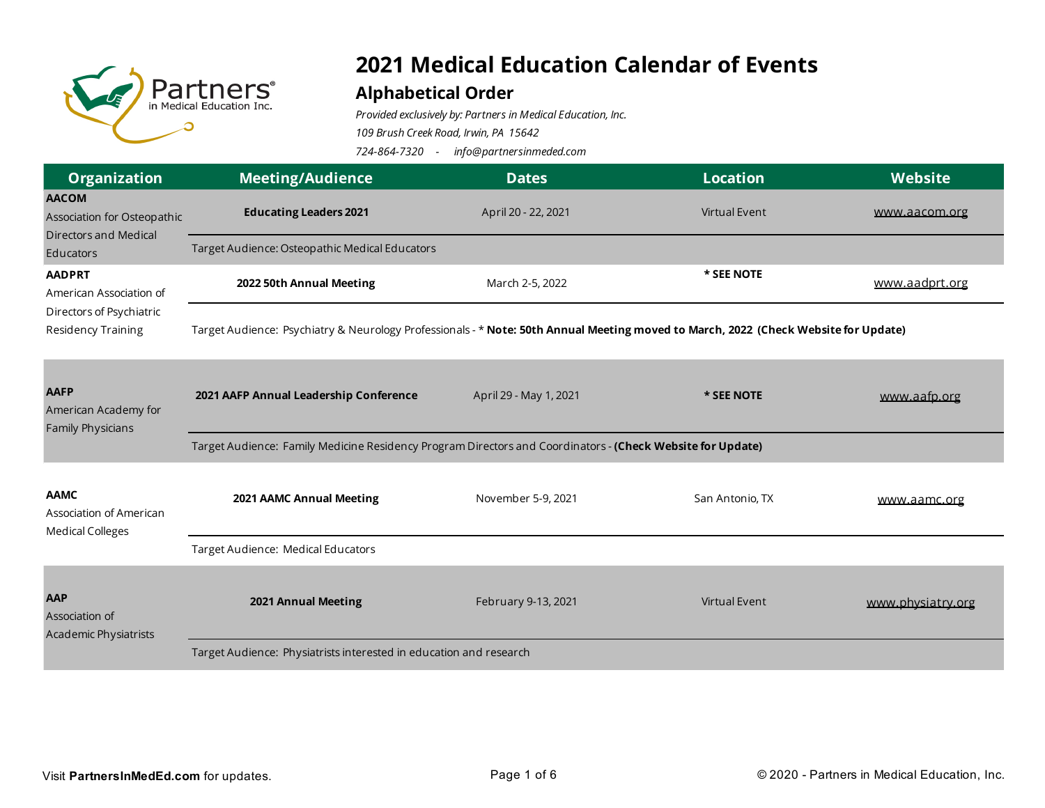# 2021 Medical Education Calendar of Events

## Alphabetical Order

*Provided exclusively by: Partners in Medical Education, Inc.*
*109 Brush Creek Road, Irwin, PA 15642*
*724-864-7320 - info@partnersinmeded.com*

| Organization | Meeting/Audience | Dates | Location | Website |
|---|---|---|---|---|
| **AACOM** Association for Osteopathic Directors and Medical Educators | **Educating Leaders 2021** | April 20 - 22, 2021 | Virtual Event | www.aacom.org |
| | Target Audience: Osteopathic Medical Educators | | | |
| **AADPRT** American Association of Directors of Psychiatric Residency Training | **2022 50th Annual Meeting** | March 2-5, 2022 | **\* SEE NOTE** | www.aadprt.org |
| | Target Audience: Psychiatry & Neurology Professionals - **\* Note: 50th Annual Meeting moved to March, 2022 (Check Website for Update)** | | | |
| **AAFP** American Academy for Family Physicians | **2021 AAFP Annual Leadership Conference** | April 29 - May 1, 2021 | **\* SEE NOTE** | www.aafp.org |
| | Target Audience: Family Medicine Residency Program Directors and Coordinators - **(Check Website for Update)** | | | |
| **AAMC** Association of American Medical Colleges | **2021 AAMC Annual Meeting** | November 5-9, 2021 | San Antonio, TX | www.aamc.org |
| | Target Audience: Medical Educators | | | |
| **AAP** Association of Academic Physiatrists | **2021 Annual Meeting** | February 9-13, 2021 | Virtual Event | www.physiatry.org |
| | Target Audience: Physiatrists interested in education and research | | | |

Visit **PartnersInMedEd.com** for updates.

© 2020 - Partners in Medical Education, Inc.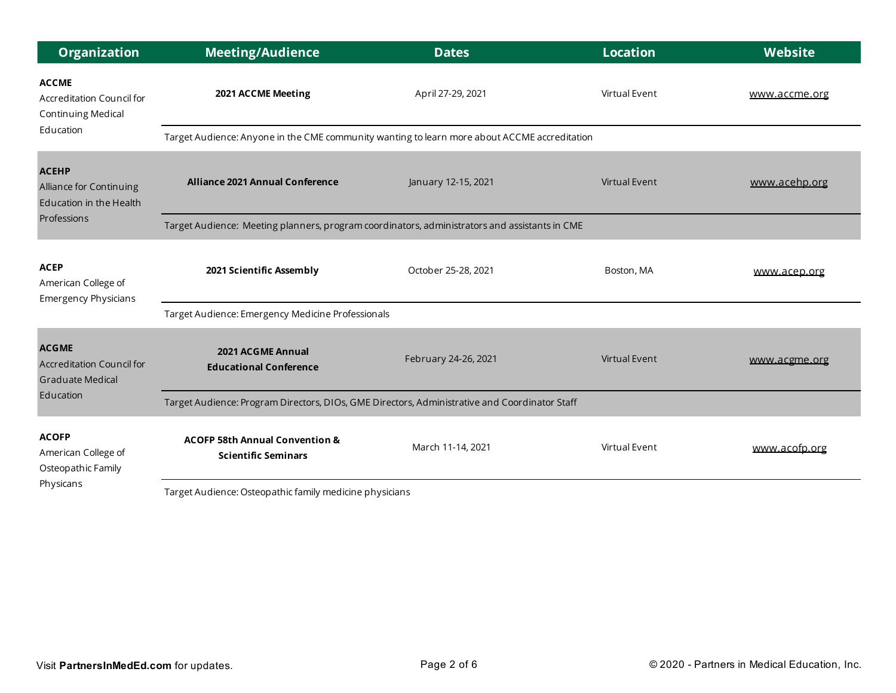| Organization | Meeting/Audience | Dates | Location | Website |
|---|---|---|---|---|
| **ACCME** Accreditation Council for Continuing Medical Education | **2021 ACCME Meeting** | April 27-29, 2021 | Virtual Event | www.accme.org |
| | Target Audience: Anyone in the CME community wanting to learn more about ACCME accreditation | | | |
| **ACEHP** Alliance for Continuing Education in the Health Professions | **Alliance 2021 Annual Conference** | January 12-15, 2021 | Virtual Event | www.acehp.org |
| | Target Audience: Meeting planners, program coordinators, administrators and assistants in CME | | | |
| **ACEP** American College of Emergency Physicians | **2021 Scientific Assembly** | October 25-28, 2021 | Boston, MA | www.acep.org |
| | Target Audience: Emergency Medicine Professionals | | | |
| **ACGME** Accreditation Council for Graduate Medical Education | **2021 ACGME Annual Educational Conference** | February 24-26, 2021 | Virtual Event | www.acgme.org |
| | Target Audience: Program Directors, DIOs, GME Directors, Administrative and Coordinator Staff | | | |
| **ACOFP** American College of Osteopathic Family Physicans | **ACOFP 58th Annual Convention & Scientific Seminars** | March 11-14, 2021 | Virtual Event | www.acofp.org |
| | Target Audience: Osteopathic family medicine physicians | | | |

Visit **PartnersInMedEd.com** for updates.

© 2020 - Partners in Medical Education, Inc.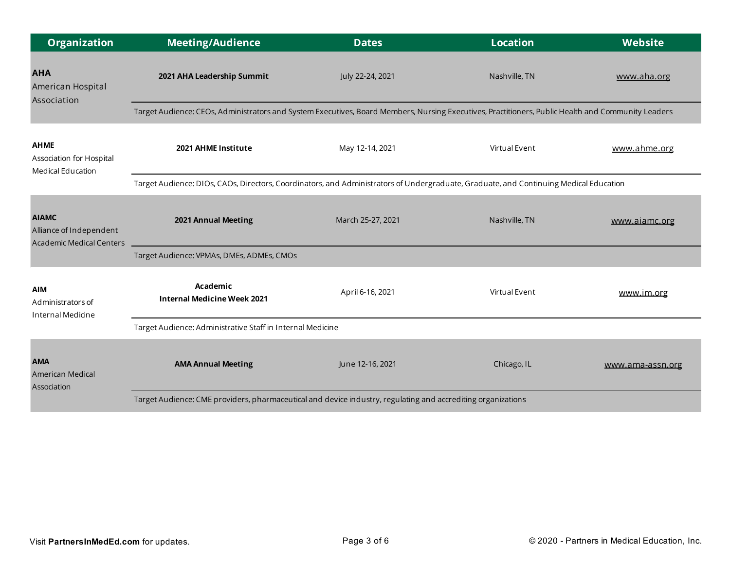| Organization | Meeting/Audience | Dates | Location | Website |
|---|---|---|---|---|
| **AHA** American Hospital Association | **2021 AHA Leadership Summit** | July 22-24, 2021 | Nashville, TN | www.aha.org |
| | Target Audience: CEOs, Administrators and System Executives, Board Members, Nursing Executives, Practitioners, Public Health and Community Leaders | | | |
| **AHME** Association for Hospital Medical Education | **2021 AHME Institute** | May 12-14, 2021 | Virtual Event | www.ahme.org |
| | Target Audience: DIOs, CAOs, Directors, Coordinators, and Administrators of Undergraduate, Graduate, and Continuing Medical Education | | | |
| **AIAMC** Alliance of Independent Academic Medical Centers | **2021 Annual Meeting** | March 25-27, 2021 | Nashville, TN | www.aiamc.org |
| | Target Audience: VPMAs, DMEs, ADMEs, CMOs | | | |
| **AIM** Administrators of Internal Medicine | **Academic Internal Medicine Week 2021** | April 6-16, 2021 | Virtual Event | www.im.org |
| | Target Audience: Administrative Staff in Internal Medicine | | | |
| **AMA** American Medical Association | **AMA Annual Meeting** | June 12-16, 2021 | Chicago, IL | www.ama-assn.org |
| | Target Audience: CME providers, pharmaceutical and device industry, regulating and accrediting organizations | | | |

Visit **PartnersInMedEd.com** for updates.

© 2020 - Partners in Medical Education, Inc.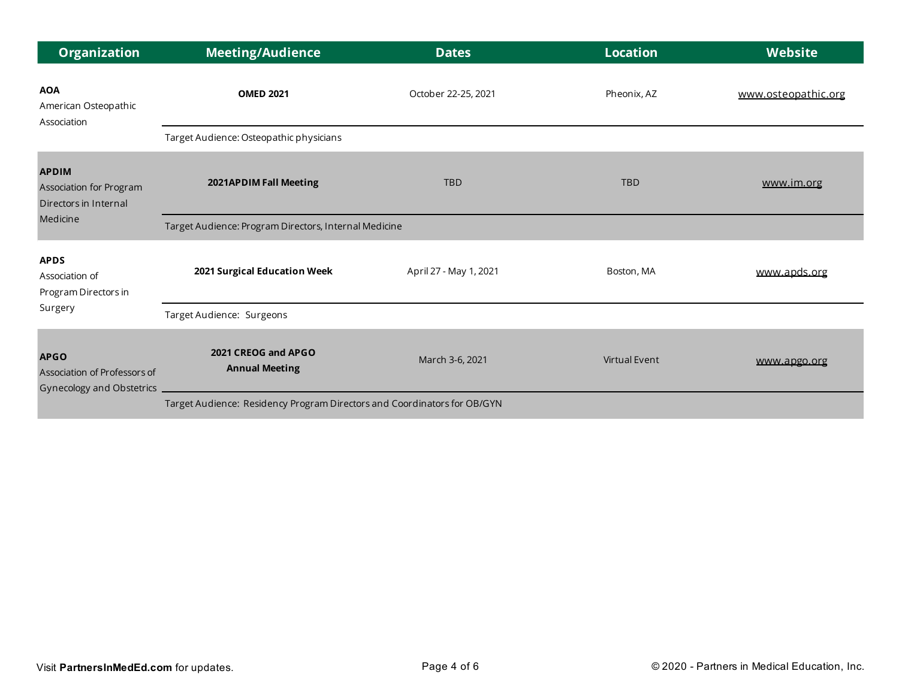| Organization | Meeting/Audience | Dates | Location | Website |
| --- | --- | --- | --- | --- |
| **AOA** American Osteopathic Association | **OMED 2021** | October 22-25, 2021 | Pheonix, AZ | www.osteopathic.org |
| | Target Audience: Osteopathic physicians | | | |
| **APDIM** Association for Program Directors in Internal Medicine | **2021APDIM Fall Meeting** | TBD | TBD | www.im.org |
| | Target Audience: Program Directors, Internal Medicine | | | |
| **APDS** Association of Program Directors in Surgery | **2021 Surgical Education Week** | April 27 - May 1, 2021 | Boston, MA | www.apds.org |
| | Target Audience: Surgeons | | | |
| **APGO** Association of Professors of Gynecology and Obstetrics | **2021 CREOG and APGO Annual Meeting** | March 3-6, 2021 | Virtual Event | www.apgo.org |
| | Target Audience: Residency Program Directors and Coordinators for OB/GYN | | | |

Visit **PartnersInMedEd.com** for updates.

© 2020 - Partners in Medical Education, Inc.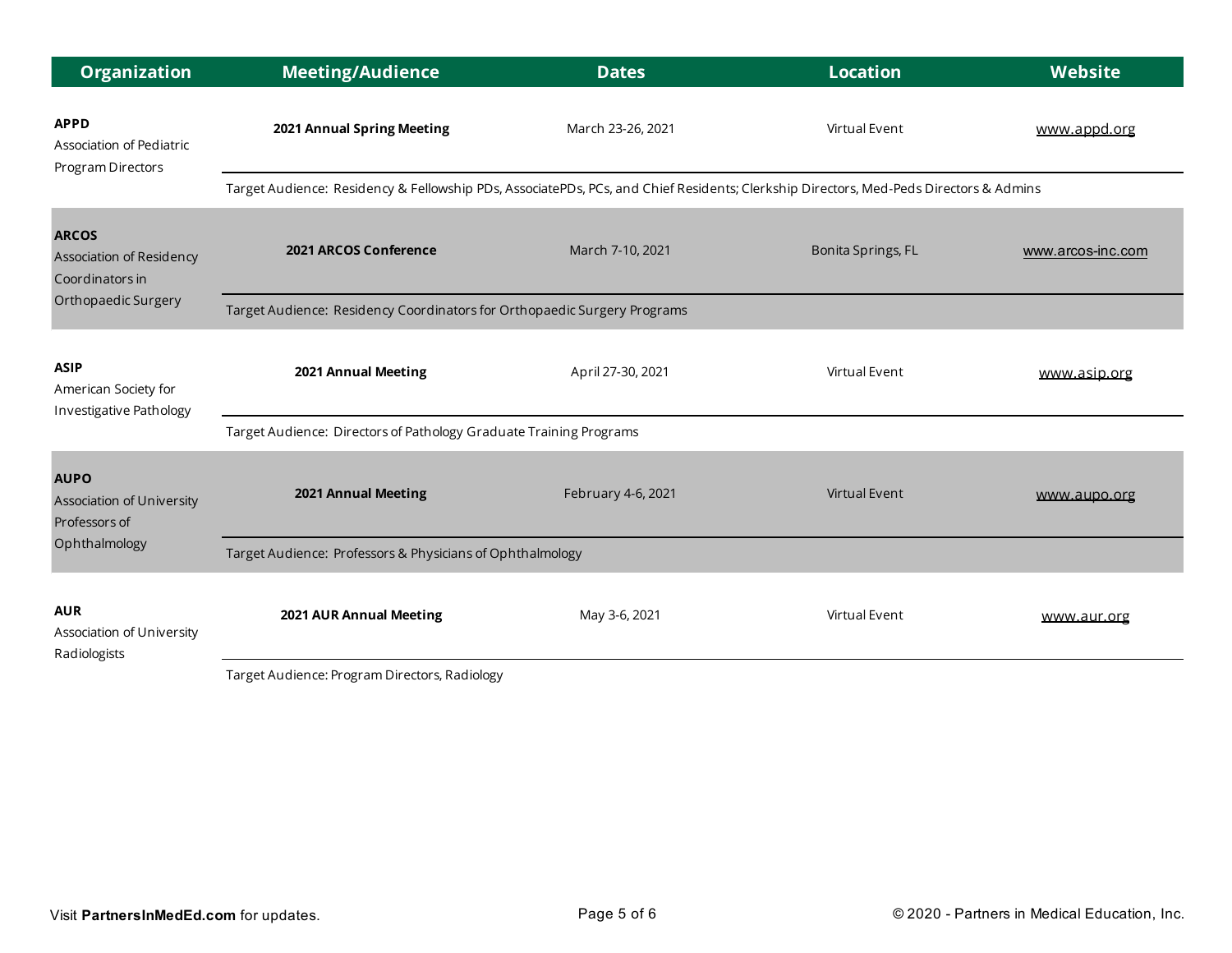| Organization | Meeting/Audience | Dates | Location | Website |
|---|---|---|---|---|
| **APPD** Association of Pediatric Program Directors | **2021 Annual Spring Meeting** | March 23-26, 2021 | Virtual Event | www.appd.org |
| | Target Audience: Residency & Fellowship PDs, AssociatePDs, PCs, and Chief Residents; Clerkship Directors, Med-Peds Directors & Admins | | | |
| **ARCOS** Association of Residency Coordinators in Orthopaedic Surgery | **2021 ARCOS Conference** | March 7-10, 2021 | Bonita Springs, FL | www.arcos-inc.com |
| | Target Audience: Residency Coordinators for Orthopaedic Surgery Programs | | | |
| **ASIP** American Society for Investigative Pathology | **2021 Annual Meeting** | April 27-30, 2021 | Virtual Event | www.asip.org |
| | Target Audience: Directors of Pathology Graduate Training Programs | | | |
| **AUPO** Association of University Professors of Ophthalmology | **2021 Annual Meeting** | February 4-6, 2021 | Virtual Event | www.aupo.org |
| | Target Audience: Professors & Physicians of Ophthalmology | | | |
| **AUR** Association of University Radiologists | **2021 AUR Annual Meeting** | May 3-6, 2021 | Virtual Event | www.aur.org |
| | Target Audience: Program Directors, Radiology | | | |

Visit **PartnersInMedEd.com** for updates.

© 2020 - Partners in Medical Education, Inc.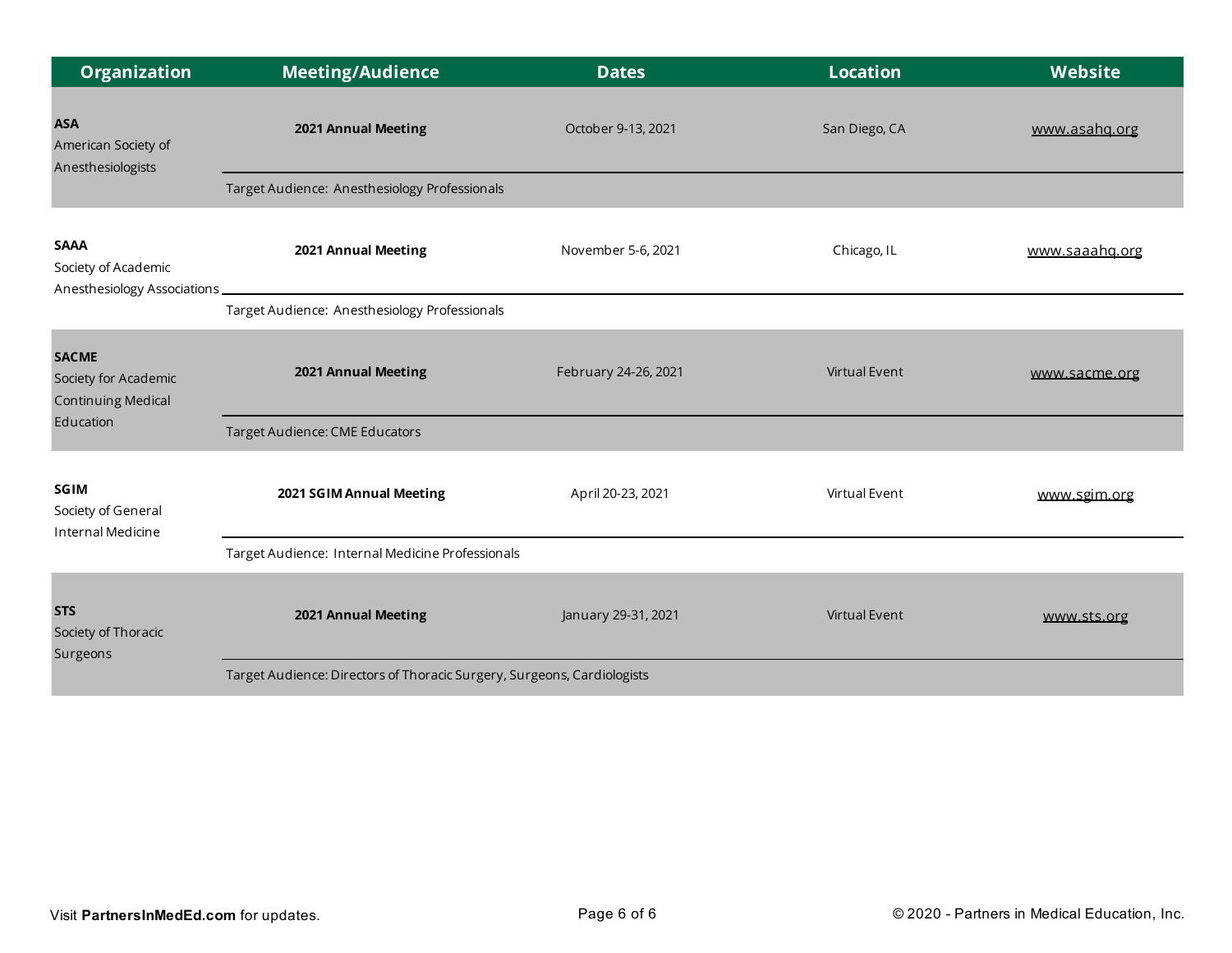| Organization | Meeting/Audience | Dates | Location | Website |
|---|---|---|---|---|
| **ASA** American Society of Anesthesiologists | **2021 Annual Meeting** | October 9-13, 2021 | San Diego, CA | www.asahq.org |
| | Target Audience: Anesthesiology Professionals | | | |
| **SAAA** Society of Academic Anesthesiology Associations | **2021 Annual Meeting** | November 5-6, 2021 | Chicago, IL | www.saaahq.org |
| | Target Audience: Anesthesiology Professionals | | | |
| **SACME** Society for Academic Continuing Medical Education | **2021 Annual Meeting** | February 24-26, 2021 | Virtual Event | www.sacme.org |
| | Target Audience: CME Educators | | | |
| **SGIM** Society of General Internal Medicine | **2021 SGIM Annual Meeting** | April 20-23, 2021 | Virtual Event | www.sgim.org |
| | Target Audience: Internal Medicine Professionals | | | |
| **STS** Society of Thoracic Surgeons | **2021 Annual Meeting** | January 29-31, 2021 | Virtual Event | www.sts.org |
| | Target Audience: Directors of Thoracic Surgery, Surgeons, Cardiologists | | | |

Visit **PartnersInMedEd.com** for updates.

© 2020 - Partners in Medical Education, Inc.